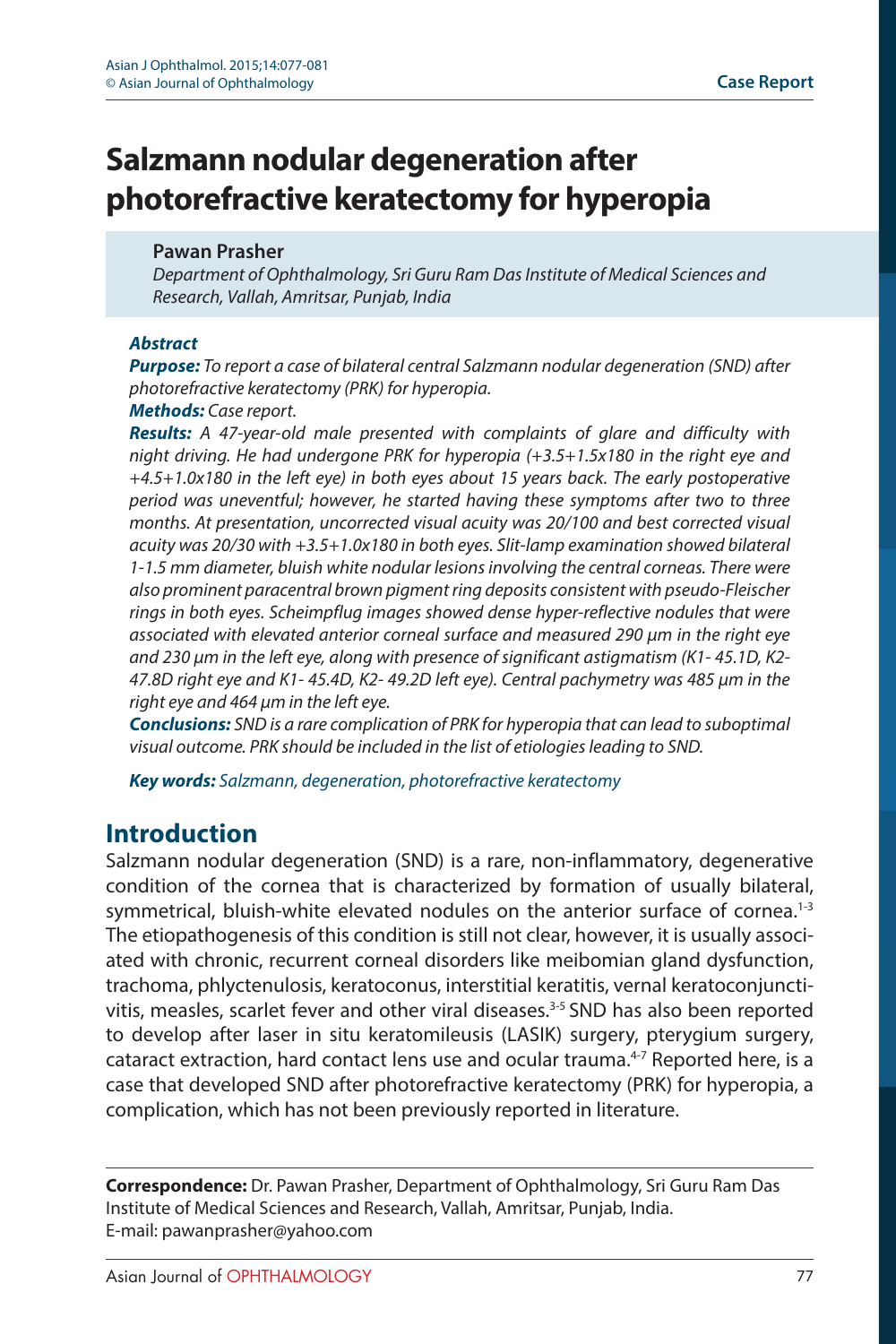# Salzmann nodular degeneration after photorefractive keratectomy for hyperopia

**Pawan Prasher**

*Department of Ophthalmology, Sri Guru Ram Das Institute of Medical Sciences and Research, Vallah, Amritsar, Punjab, India*

***Abstract***

***Purpose:*** *To report a case of bilateral central Salzmann nodular degeneration (SND) after photorefractive keratectomy (PRK) for hyperopia.*

***Methods:*** *Case report.*

***Results:*** *A 47-year-old male presented with complaints of glare and difficulty with night driving. He had undergone PRK for hyperopia (+3.5+1.5x180 in the right eye and +4.5+1.0x180 in the left eye) in both eyes about 15 years back. The early postoperative period was uneventful; however, he started having these symptoms after two to three months. At presentation, uncorrected visual acuity was 20/100 and best corrected visual acuity was 20/30 with +3.5+1.0x180 in both eyes. Slit-lamp examination showed bilateral 1-1.5 mm diameter, bluish white nodular lesions involving the central corneas. There were also prominent paracentral brown pigment ring deposits consistent with pseudo-Fleischer rings in both eyes. Scheimpflug images showed dense hyper-reflective nodules that were associated with elevated anterior corneal surface and measured 290 µm in the right eye and 230 µm in the left eye, along with presence of significant astigmatism (K1- 45.1D, K2- 47.8D right eye and K1- 45.4D, K2- 49.2D left eye). Central pachymetry was 485 µm in the right eye and 464 µm in the left eye.*

***Conclusions:*** *SND is a rare complication of PRK for hyperopia that can lead to suboptimal visual outcome. PRK should be included in the list of etiologies leading to SND.*

***Key words:*** *Salzmann, degeneration, photorefractive keratectomy*

## Introduction

Salzmann nodular degeneration (SND) is a rare, non-inflammatory, degenerative condition of the cornea that is characterized by formation of usually bilateral, symmetrical, bluish-white elevated nodules on the anterior surface of cornea.[1-3] The etiopathogenesis of this condition is still not clear, however, it is usually associated with chronic, recurrent corneal disorders like meibomian gland dysfunction, trachoma, phlyctenulosis, keratoconus, interstitial keratitis, vernal keratoconjunctivitis, measles, scarlet fever and other viral diseases.[3-5] SND has also been reported to develop after laser in situ keratomileusis (LASIK) surgery, pterygium surgery, cataract extraction, hard contact lens use and ocular trauma.[4-7] Reported here, is a case that developed SND after photorefractive keratectomy (PRK) for hyperopia, a complication, which has not been previously reported in literature.

**Correspondence:** Dr. Pawan Prasher, Department of Ophthalmology, Sri Guru Ram Das Institute of Medical Sciences and Research, Vallah, Amritsar, Punjab, India.
E-mail: pawanprasher@yahoo.com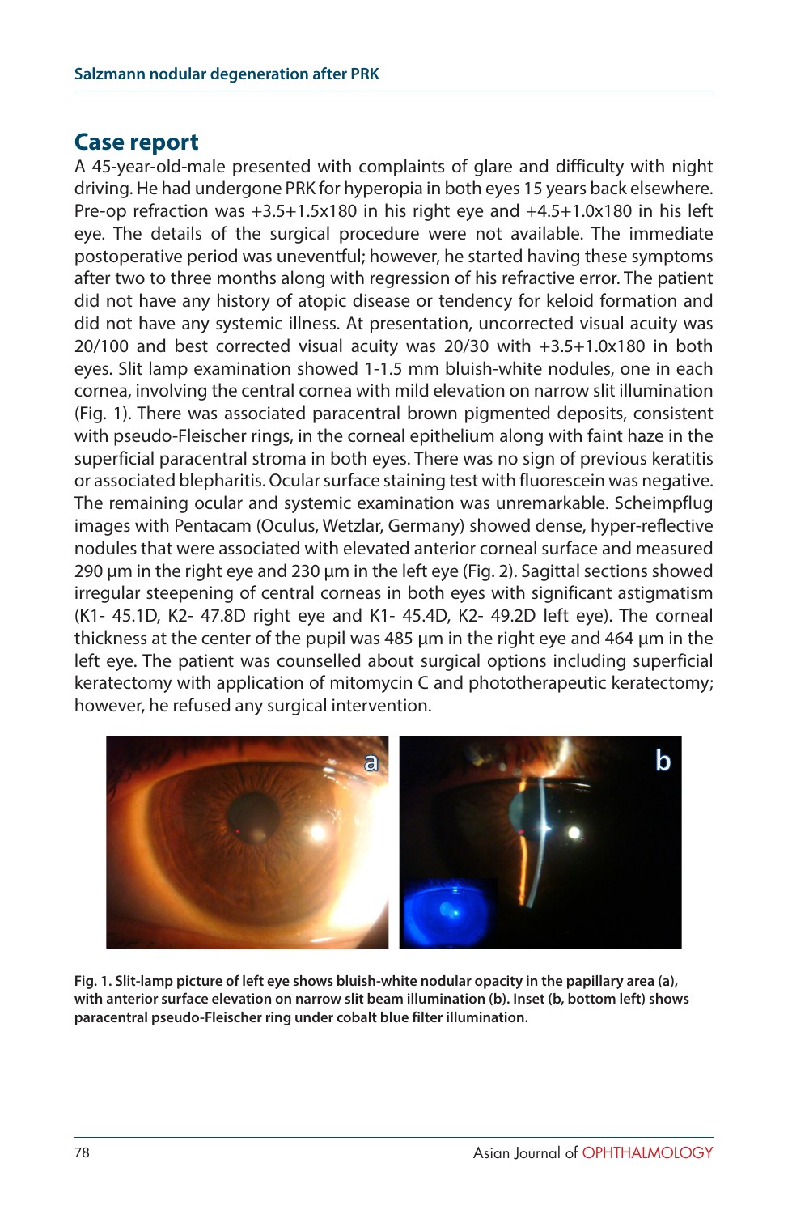## Case report

A 45-year-old-male presented with complaints of glare and difficulty with night driving. He had undergone PRK for hyperopia in both eyes 15 years back elsewhere. Pre-op refraction was +3.5+1.5x180 in his right eye and +4.5+1.0x180 in his left eye. The details of the surgical procedure were not available. The immediate postoperative period was uneventful; however, he started having these symptoms after two to three months along with regression of his refractive error. The patient did not have any history of atopic disease or tendency for keloid formation and did not have any systemic illness. At presentation, uncorrected visual acuity was 20/100 and best corrected visual acuity was 20/30 with +3.5+1.0x180 in both eyes. Slit lamp examination showed 1-1.5 mm bluish-white nodules, one in each cornea, involving the central cornea with mild elevation on narrow slit illumination (Fig. 1). There was associated paracentral brown pigmented deposits, consistent with pseudo-Fleischer rings, in the corneal epithelium along with faint haze in the superficial paracentral stroma in both eyes. There was no sign of previous keratitis or associated blepharitis. Ocular surface staining test with fluorescein was negative. The remaining ocular and systemic examination was unremarkable. Scheimpflug images with Pentacam (Oculus, Wetzlar, Germany) showed dense, hyper-reflective nodules that were associated with elevated anterior corneal surface and measured 290 µm in the right eye and 230 µm in the left eye (Fig. 2). Sagittal sections showed irregular steepening of central corneas in both eyes with significant astigmatism (K1- 45.1D, K2- 47.8D right eye and K1- 45.4D, K2- 49.2D left eye). The corneal thickness at the center of the pupil was 485 µm in the right eye and 464 µm in the left eye. The patient was counselled about surgical options including superficial keratectomy with application of mitomycin C and phototherapeutic keratectomy; however, he refused any surgical intervention.

**Fig. 1. Slit-lamp picture of left eye shows bluish-white nodular opacity in the papillary area (a), with anterior surface elevation on narrow slit beam illumination (b). Inset (b, bottom left) shows paracentral pseudo-Fleischer ring under cobalt blue filter illumination.**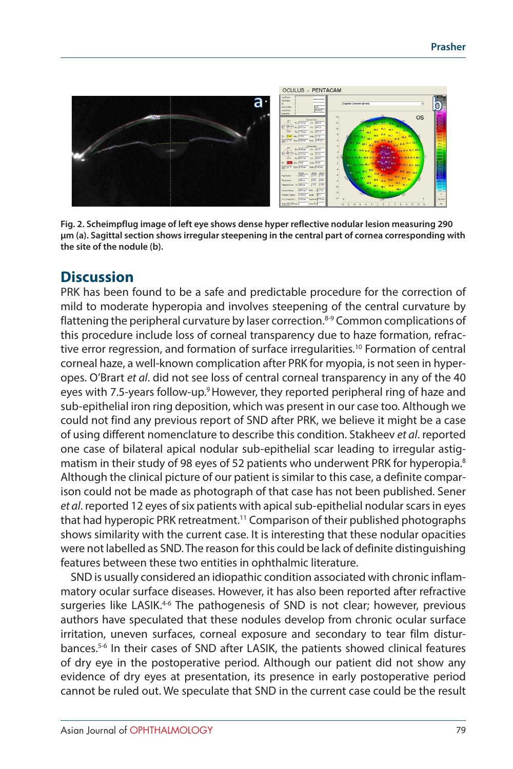**Fig. 2. Scheimpflug image of left eye shows dense hyper reflective nodular lesion measuring 290 µm (a). Sagittal section shows irregular steepening in the central part of cornea corresponding with the site of the nodule (b).**

## Discussion

PRK has been found to be a safe and predictable procedure for the correction of mild to moderate hyperopia and involves steepening of the central curvature by flattening the peripheral curvature by laser correction.[8-9] Common complications of this procedure include loss of corneal transparency due to haze formation, refractive error regression, and formation of surface irregularities.[10] Formation of central corneal haze, a well-known complication after PRK for myopia, is not seen in hyperopes. O'Brart *et al*. did not see loss of central corneal transparency in any of the 40 eyes with 7.5-years follow-up.[9] However, they reported peripheral ring of haze and sub-epithelial iron ring deposition, which was present in our case too. Although we could not find any previous report of SND after PRK, we believe it might be a case of using different nomenclature to describe this condition. Stakheev *et al*. reported one case of bilateral apical nodular sub-epithelial scar leading to irregular astigmatism in their study of 98 eyes of 52 patients who underwent PRK for hyperopia.[8] Although the clinical picture of our patient is similar to this case, a definite comparison could not be made as photograph of that case has not been published. Sener *et al*. reported 12 eyes of six patients with apical sub-epithelial nodular scars in eyes that had hyperopic PRK retreatment.[11] Comparison of their published photographs shows similarity with the current case. It is interesting that these nodular opacities were not labelled as SND. The reason for this could be lack of definite distinguishing features between these two entities in ophthalmic literature.

SND is usually considered an idiopathic condition associated with chronic inflammatory ocular surface diseases. However, it has also been reported after refractive surgeries like LASIK.[4-6] The pathogenesis of SND is not clear; however, previous authors have speculated that these nodules develop from chronic ocular surface irritation, uneven surfaces, corneal exposure and secondary to tear film disturbances.[5-6] In their cases of SND after LASIK, the patients showed clinical features of dry eye in the postoperative period. Although our patient did not show any evidence of dry eyes at presentation, its presence in early postoperative period cannot be ruled out. We speculate that SND in the current case could be the result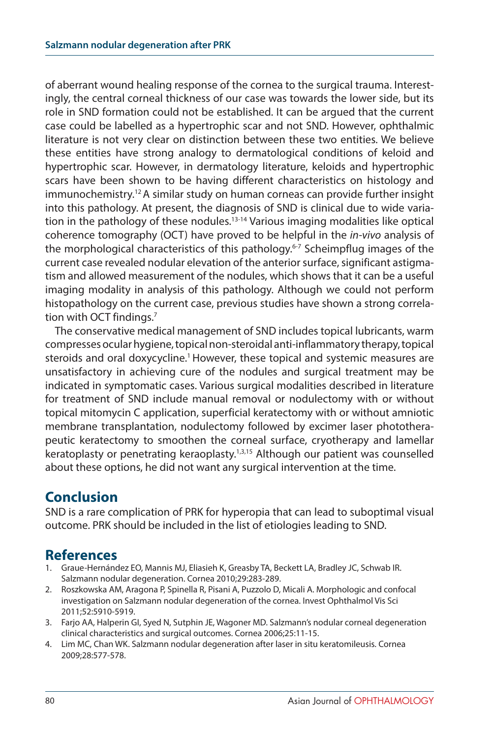of aberrant wound healing response of the cornea to the surgical trauma. Interestingly, the central corneal thickness of our case was towards the lower side, but its role in SND formation could not be established. It can be argued that the current case could be labelled as a hypertrophic scar and not SND. However, ophthalmic literature is not very clear on distinction between these two entities. We believe these entities have strong analogy to dermatological conditions of keloid and hypertrophic scar. However, in dermatology literature, keloids and hypertrophic scars have been shown to be having different characteristics on histology and immunochemistry.[12] A similar study on human corneas can provide further insight into this pathology. At present, the diagnosis of SND is clinical due to wide variation in the pathology of these nodules.[13-14] Various imaging modalities like optical coherence tomography (OCT) have proved to be helpful in the *in-vivo* analysis of the morphological characteristics of this pathology.[6-7] Scheimpflug images of the current case revealed nodular elevation of the anterior surface, significant astigmatism and allowed measurement of the nodules, which shows that it can be a useful imaging modality in analysis of this pathology. Although we could not perform histopathology on the current case, previous studies have shown a strong correlation with OCT findings.[7]

The conservative medical management of SND includes topical lubricants, warm compresses ocular hygiene, topical non-steroidal anti-inflammatory therapy, topical steroids and oral doxycycline.[1] However, these topical and systemic measures are unsatisfactory in achieving cure of the nodules and surgical treatment may be indicated in symptomatic cases. Various surgical modalities described in literature for treatment of SND include manual removal or nodulectomy with or without topical mitomycin C application, superficial keratectomy with or without amniotic membrane transplantation, nodulectomy followed by excimer laser phototherapeutic keratectomy to smoothen the corneal surface, cryotherapy and lamellar keratoplasty or penetrating keraoplasty.[1,3,15] Although our patient was counselled about these options, he did not want any surgical intervention at the time.

## Conclusion

SND is a rare complication of PRK for hyperopia that can lead to suboptimal visual outcome. PRK should be included in the list of etiologies leading to SND.

## References

1. Graue-Hernández EO, Mannis MJ, Eliasieh K, Greasby TA, Beckett LA, Bradley JC, Schwab IR. Salzmann nodular degeneration. Cornea 2010;29:283-289.
2. Roszkowska AM, Aragona P, Spinella R, Pisani A, Puzzolo D, Micali A. Morphologic and confocal investigation on Salzmann nodular degeneration of the cornea. Invest Ophthalmol Vis Sci 2011;52:5910-5919.
3. Farjo AA, Halperin GI, Syed N, Sutphin JE, Wagoner MD. Salzmann's nodular corneal degeneration clinical characteristics and surgical outcomes. Cornea 2006;25:11-15.
4. Lim MC, Chan WK. Salzmann nodular degeneration after laser in situ keratomileusis. Cornea 2009;28:577-578.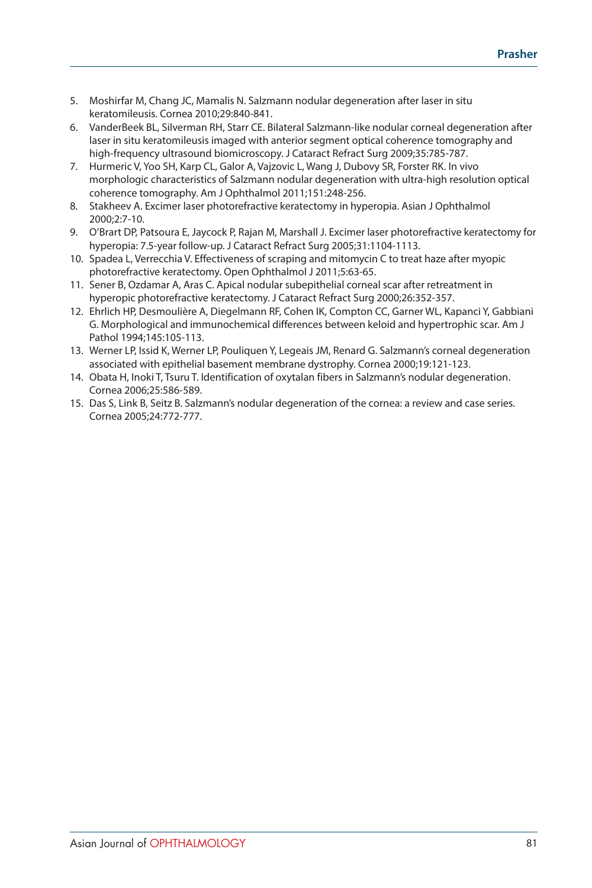5. Moshirfar M, Chang JC, Mamalis N. Salzmann nodular degeneration after laser in situ keratomileusis. Cornea 2010;29:840-841.
6. VanderBeek BL, Silverman RH, Starr CE. Bilateral Salzmann-like nodular corneal degeneration after laser in situ keratomileusis imaged with anterior segment optical coherence tomography and high-frequency ultrasound biomicroscopy. J Cataract Refract Surg 2009;35:785-787.
7. Hurmeric V, Yoo SH, Karp CL, Galor A, Vajzovic L, Wang J, Dubovy SR, Forster RK. In vivo morphologic characteristics of Salzmann nodular degeneration with ultra-high resolution optical coherence tomography. Am J Ophthalmol 2011;151:248-256.
8. Stakheev A. Excimer laser photorefractive keratectomy in hyperopia. Asian J Ophthalmol 2000;2:7-10.
9. O'Brart DP, Patsoura E, Jaycock P, Rajan M, Marshall J. Excimer laser photorefractive keratectomy for hyperopia: 7.5-year follow-up. J Cataract Refract Surg 2005;31:1104-1113.
10. Spadea L, Verrecchia V. Effectiveness of scraping and mitomycin C to treat haze after myopic photorefractive keratectomy. Open Ophthalmol J 2011;5:63-65.
11. Sener B, Ozdamar A, Aras C. Apical nodular subepithelial corneal scar after retreatment in hyperopic photorefractive keratectomy. J Cataract Refract Surg 2000;26:352-357.
12. Ehrlich HP, Desmoulière A, Diegelmann RF, Cohen IK, Compton CC, Garner WL, Kapanci Y, Gabbiani G. Morphological and immunochemical differences between keloid and hypertrophic scar. Am J Pathol 1994;145:105-113.
13. Werner LP, Issid K, Werner LP, Pouliquen Y, Legeais JM, Renard G. Salzmann's corneal degeneration associated with epithelial basement membrane dystrophy. Cornea 2000;19:121-123.
14. Obata H, Inoki T, Tsuru T. Identification of oxytalan fibers in Salzmann's nodular degeneration. Cornea 2006;25:586-589.
15. Das S, Link B, Seitz B. Salzmann's nodular degeneration of the cornea: a review and case series. Cornea 2005;24:772-777.